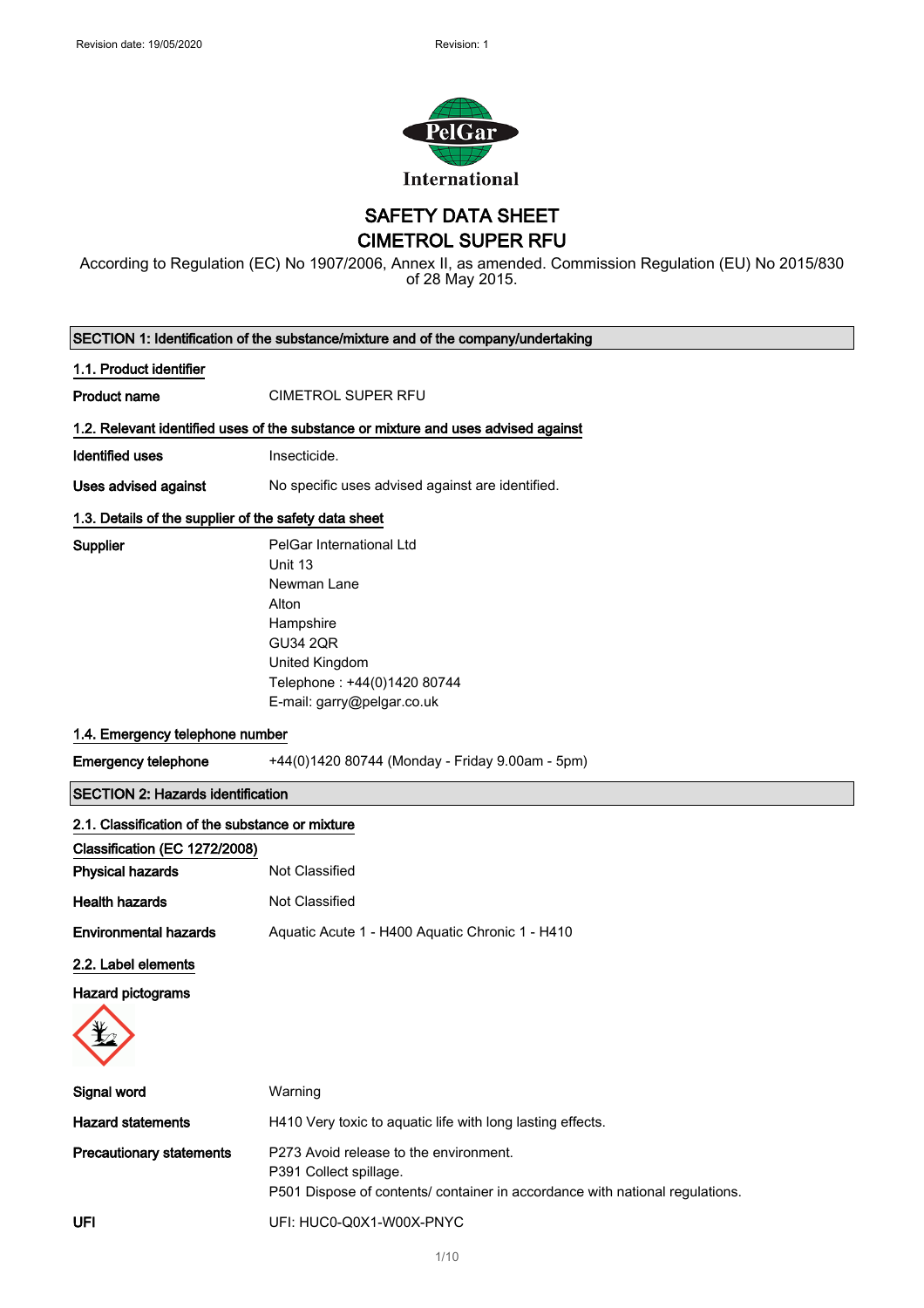Revision date: 19/05/2020 Revision: 1

International

# SAFETY DATA SHEET
# CIMETROL SUPER RFU

According to Regulation (EC) No 1907/2006, Annex II, as amended. Commission Regulation (EU) No 2015/830 of 28 May 2015.

## SECTION 1: Identification of the substance/mixture and of the company/undertaking

### 1.1. Product identifier

**Product name** CIMETROL SUPER RFU

### 1.2. Relevant identified uses of the substance or mixture and uses advised against

**Identified uses** Insecticide.

**Uses advised against** No specific uses advised against are identified.

### 1.3. Details of the supplier of the safety data sheet

**Supplier**
PelGar International Ltd
Unit 13
Newman Lane
Alton
Hampshire
GU34 2QR
United Kingdom
Telephone : +44(0)1420 80744
E-mail: garry@pelgar.co.uk

### 1.4. Emergency telephone number

**Emergency telephone** +44(0)1420 80744 (Monday - Friday 9.00am - 5pm)

## SECTION 2: Hazards identification

### 2.1. Classification of the substance or mixture

**Classification (EC 1272/2008)**

**Physical hazards** Not Classified

**Health hazards** Not Classified

**Environmental hazards** Aquatic Acute 1 - H400 Aquatic Chronic 1 - H410

### 2.2. Label elements

**Hazard pictograms**

**Signal word** Warning

**Hazard statements** H410 Very toxic to aquatic life with long lasting effects.

**Precautionary statements**
P273 Avoid release to the environment.
P391 Collect spillage.
P501 Dispose of contents/ container in accordance with national regulations.

**UFI** UFI: HUC0-Q0X1-W00X-PNYC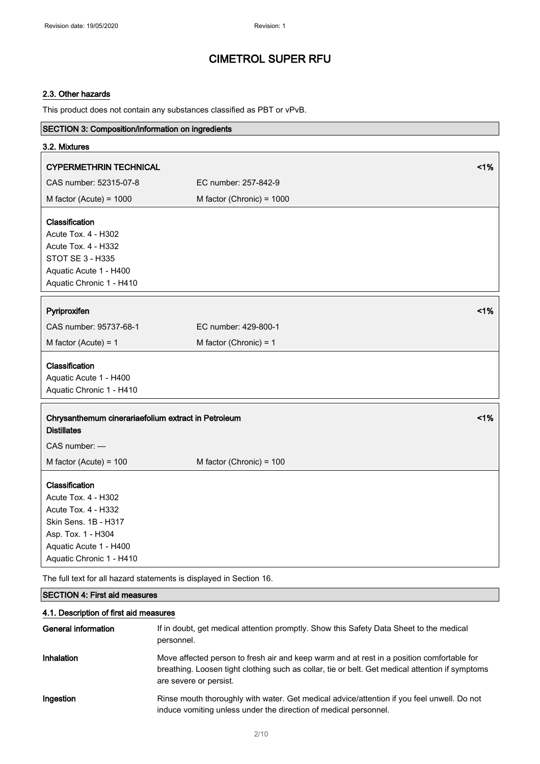### 2.3. Other hazards

This product does not contain any substances classified as PBT or vPvB.

## SECTION 3: Composition/information on ingredients

### 3.2. Mixtures

**CYPERMETHRIN TECHNICAL** <1%

| | |
|---|---|
| CAS number: 52315-07-8 | EC number: 257-842-9 |
| M factor (Acute) = 1000 | M factor (Chronic) = 1000 |

**Classification**
Acute Tox. 4 - H302
Acute Tox. 4 - H332
STOT SE 3 - H335
Aquatic Acute 1 - H400
Aquatic Chronic 1 - H410

**Pyriproxifen** <1%

| | |
|---|---|
| CAS number: 95737-68-1 | EC number: 429-800-1 |
| M factor (Acute) = 1 | M factor (Chronic) = 1 |

**Classification**
Aquatic Acute 1 - H400
Aquatic Chronic 1 - H410

**Chrysanthemum cinerariaefolium extract in Petroleum Distillates** <1%

CAS number: —

| | |
|---|---|
| M factor (Acute) = 100 | M factor (Chronic) = 100 |

**Classification**
Acute Tox. 4 - H302
Acute Tox. 4 - H332
Skin Sens. 1B - H317
Asp. Tox. 1 - H304
Aquatic Acute 1 - H400
Aquatic Chronic 1 - H410

The full text for all hazard statements is displayed in Section 16.

## SECTION 4: First aid measures

### 4.1. Description of first aid measures

| | |
|---|---|
| **General information** | If in doubt, get medical attention promptly. Show this Safety Data Sheet to the medical personnel. |
| **Inhalation** | Move affected person to fresh air and keep warm and at rest in a position comfortable for breathing. Loosen tight clothing such as collar, tie or belt. Get medical attention if symptoms are severe or persist. |
| **Ingestion** | Rinse mouth thoroughly with water. Get medical advice/attention if you feel unwell. Do not induce vomiting unless under the direction of medical personnel. |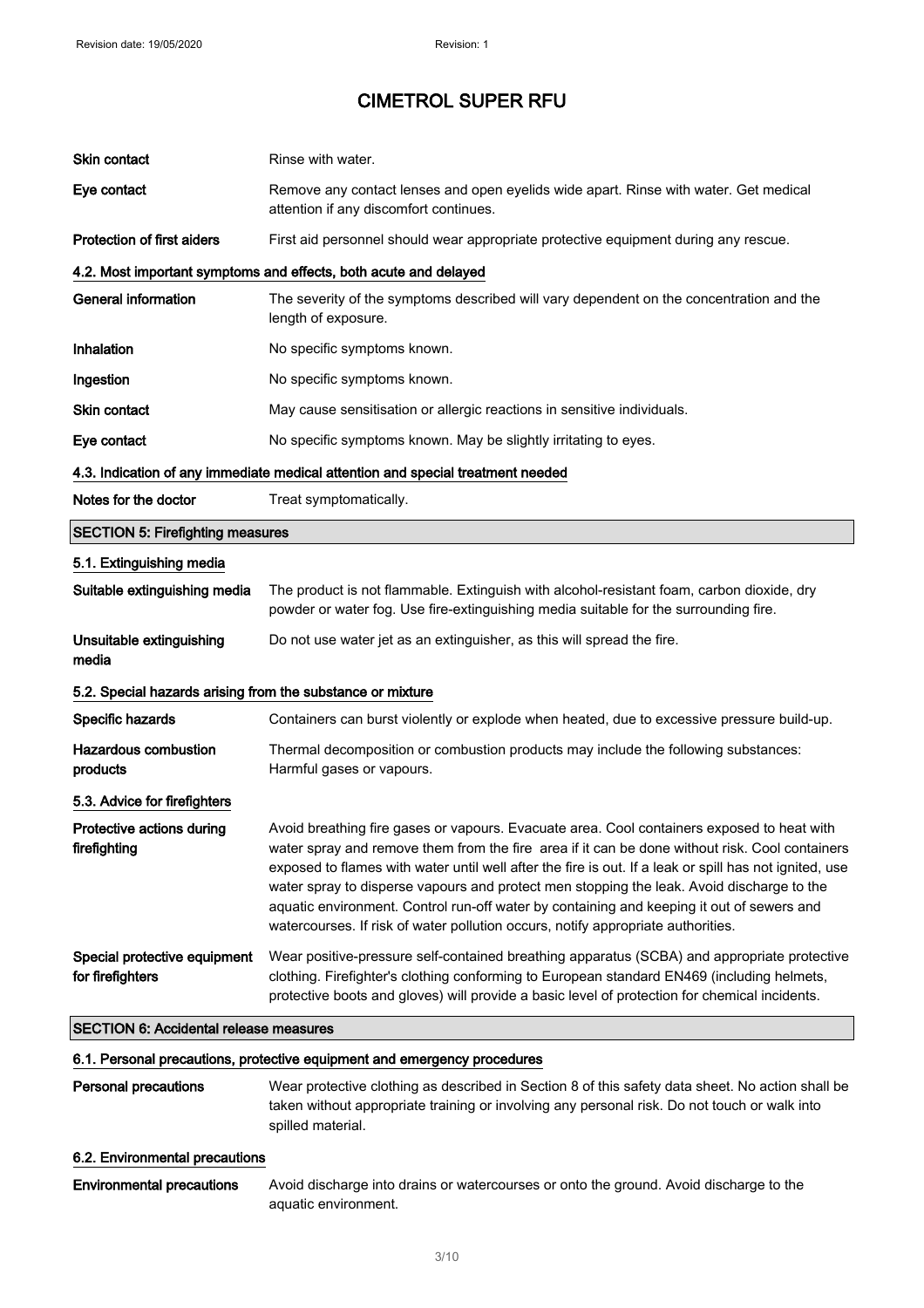# CIMETROL SUPER RFU

| | |
|---|---|
| **Skin contact** | Rinse with water. |
| **Eye contact** | Remove any contact lenses and open eyelids wide apart. Rinse with water. Get medical attention if any discomfort continues. |
| **Protection of first aiders** | First aid personnel should wear appropriate protective equipment during any rescue. |

### 4.2. Most important symptoms and effects, both acute and delayed

| | |
|---|---|
| **General information** | The severity of the symptoms described will vary dependent on the concentration and the length of exposure. |
| **Inhalation** | No specific symptoms known. |
| **Ingestion** | No specific symptoms known. |
| **Skin contact** | May cause sensitisation or allergic reactions in sensitive individuals. |
| **Eye contact** | No specific symptoms known. May be slightly irritating to eyes. |

### 4.3. Indication of any immediate medical attention and special treatment needed

| | |
|---|---|
| **Notes for the doctor** | Treat symptomatically. |

## SECTION 5: Firefighting measures

### 5.1. Extinguishing media

| | |
|---|---|
| **Suitable extinguishing media** | The product is not flammable. Extinguish with alcohol-resistant foam, carbon dioxide, dry powder or water fog. Use fire-extinguishing media suitable for the surrounding fire. |
| **Unsuitable extinguishing media** | Do not use water jet as an extinguisher, as this will spread the fire. |

### 5.2. Special hazards arising from the substance or mixture

| | |
|---|---|
| **Specific hazards** | Containers can burst violently or explode when heated, due to excessive pressure build-up. |
| **Hazardous combustion products** | Thermal decomposition or combustion products may include the following substances: Harmful gases or vapours. |

### 5.3. Advice for firefighters

| | |
|---|---|
| **Protective actions during firefighting** | Avoid breathing fire gases or vapours. Evacuate area. Cool containers exposed to heat with water spray and remove them from the fire area if it can be done without risk. Cool containers exposed to flames with water until well after the fire is out. If a leak or spill has not ignited, use water spray to disperse vapours and protect men stopping the leak. Avoid discharge to the aquatic environment. Control run-off water by containing and keeping it out of sewers and watercourses. If risk of water pollution occurs, notify appropriate authorities. |
| **Special protective equipment for firefighters** | Wear positive-pressure self-contained breathing apparatus (SCBA) and appropriate protective clothing. Firefighter's clothing conforming to European standard EN469 (including helmets, protective boots and gloves) will provide a basic level of protection for chemical incidents. |

## SECTION 6: Accidental release measures

### 6.1. Personal precautions, protective equipment and emergency procedures

| | |
|---|---|
| **Personal precautions** | Wear protective clothing as described in Section 8 of this safety data sheet. No action shall be taken without appropriate training or involving any personal risk. Do not touch or walk into spilled material. |

### 6.2. Environmental precautions

| | |
|---|---|
| **Environmental precautions** | Avoid discharge into drains or watercourses or onto the ground. Avoid discharge to the aquatic environment. |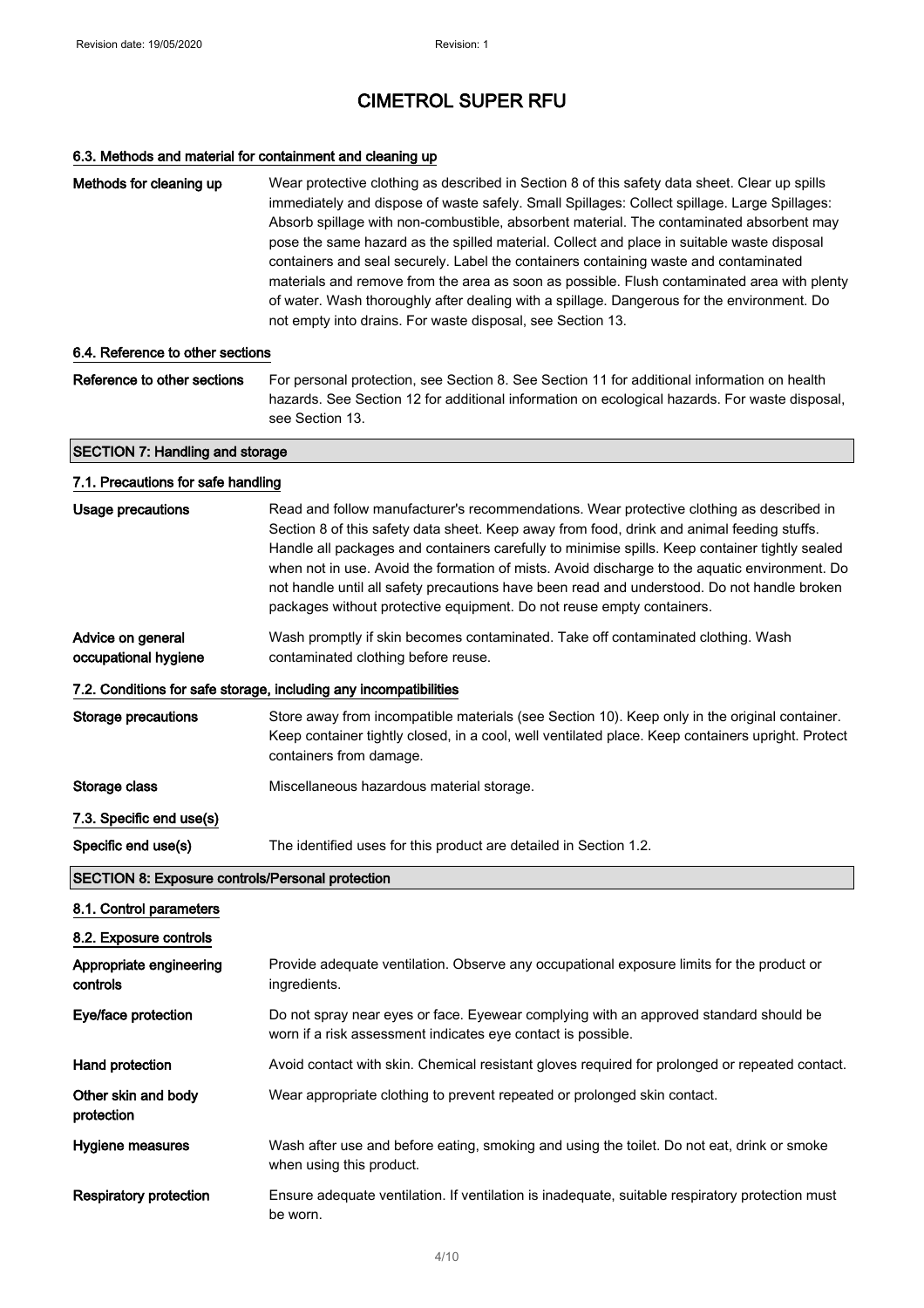# CIMETROL SUPER RFU

### 6.3. Methods and material for containment and cleaning up

**Methods for cleaning up**

Wear protective clothing as described in Section 8 of this safety data sheet. Clear up spills immediately and dispose of waste safely. Small Spillages: Collect spillage. Large Spillages: Absorb spillage with non-combustible, absorbent material. The contaminated absorbent may pose the same hazard as the spilled material. Collect and place in suitable waste disposal containers and seal securely. Label the containers containing waste and contaminated materials and remove from the area as soon as possible. Flush contaminated area with plenty of water. Wash thoroughly after dealing with a spillage. Dangerous for the environment. Do not empty into drains. For waste disposal, see Section 13.

### 6.4. Reference to other sections

**Reference to other sections**

For personal protection, see Section 8. See Section 11 for additional information on health hazards. See Section 12 for additional information on ecological hazards. For waste disposal, see Section 13.

## SECTION 7: Handling and storage

### 7.1. Precautions for safe handling

**Usage precautions**

Read and follow manufacturer's recommendations. Wear protective clothing as described in Section 8 of this safety data sheet. Keep away from food, drink and animal feeding stuffs. Handle all packages and containers carefully to minimise spills. Keep container tightly sealed when not in use. Avoid the formation of mists. Avoid discharge to the aquatic environment. Do not handle until all safety precautions have been read and understood. Do not handle broken packages without protective equipment. Do not reuse empty containers.

**Advice on general occupational hygiene**

Wash promptly if skin becomes contaminated. Take off contaminated clothing. Wash contaminated clothing before reuse.

### 7.2. Conditions for safe storage, including any incompatibilities

**Storage precautions**

Store away from incompatible materials (see Section 10). Keep only in the original container. Keep container tightly closed, in a cool, well ventilated place. Keep containers upright. Protect containers from damage.

**Storage class**

Miscellaneous hazardous material storage.

### 7.3. Specific end use(s)

**Specific end use(s)**

The identified uses for this product are detailed in Section 1.2.

## SECTION 8: Exposure controls/Personal protection

### 8.1. Control parameters

### 8.2. Exposure controls

**Appropriate engineering controls**

Provide adequate ventilation. Observe any occupational exposure limits for the product or ingredients.

**Eye/face protection**

Do not spray near eyes or face. Eyewear complying with an approved standard should be worn if a risk assessment indicates eye contact is possible.

**Hand protection**

Avoid contact with skin. Chemical resistant gloves required for prolonged or repeated contact.

**Other skin and body protection**

Wear appropriate clothing to prevent repeated or prolonged skin contact.

**Hygiene measures**

Wash after use and before eating, smoking and using the toilet. Do not eat, drink or smoke when using this product.

**Respiratory protection**

Ensure adequate ventilation. If ventilation is inadequate, suitable respiratory protection must be worn.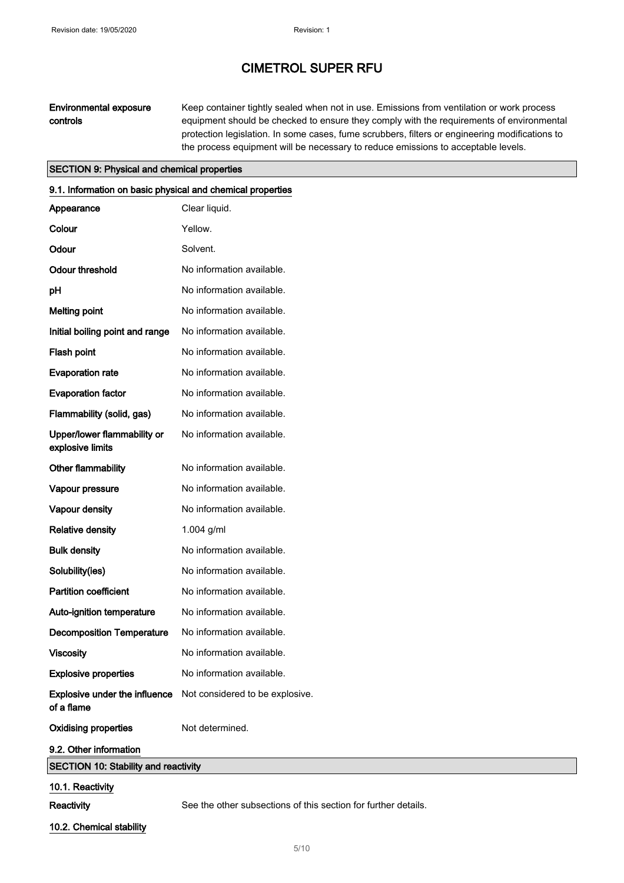| | |
|---|---|
| **Environmental exposure controls** | Keep container tightly sealed when not in use. Emissions from ventilation or work process equipment should be checked to ensure they comply with the requirements of environmental protection legislation. In some cases, fume scrubbers, filters or engineering modifications to the process equipment will be necessary to reduce emissions to acceptable levels. |

## SECTION 9: Physical and chemical properties

### 9.1. Information on basic physical and chemical properties

| | |
|---|---|
| **Appearance** | Clear liquid. |
| **Colour** | Yellow. |
| **Odour** | Solvent. |
| **Odour threshold** | No information available. |
| **pH** | No information available. |
| **Melting point** | No information available. |
| **Initial boiling point and range** | No information available. |
| **Flash point** | No information available. |
| **Evaporation rate** | No information available. |
| **Evaporation factor** | No information available. |
| **Flammability (solid, gas)** | No information available. |
| **Upper/lower flammability or explosive limits** | No information available. |
| **Other flammability** | No information available. |
| **Vapour pressure** | No information available. |
| **Vapour density** | No information available. |
| **Relative density** | 1.004 g/ml |
| **Bulk density** | No information available. |
| **Solubility(ies)** | No information available. |
| **Partition coefficient** | No information available. |
| **Auto-ignition temperature** | No information available. |
| **Decomposition Temperature** | No information available. |
| **Viscosity** | No information available. |
| **Explosive properties** | No information available. |
| **Explosive under the influence of a flame** | Not considered to be explosive. |
| **Oxidising properties** | Not determined. |

### 9.2. Other information

## SECTION 10: Stability and reactivity

### 10.1. Reactivity

**Reactivity** See the other subsections of this section for further details.

### 10.2. Chemical stability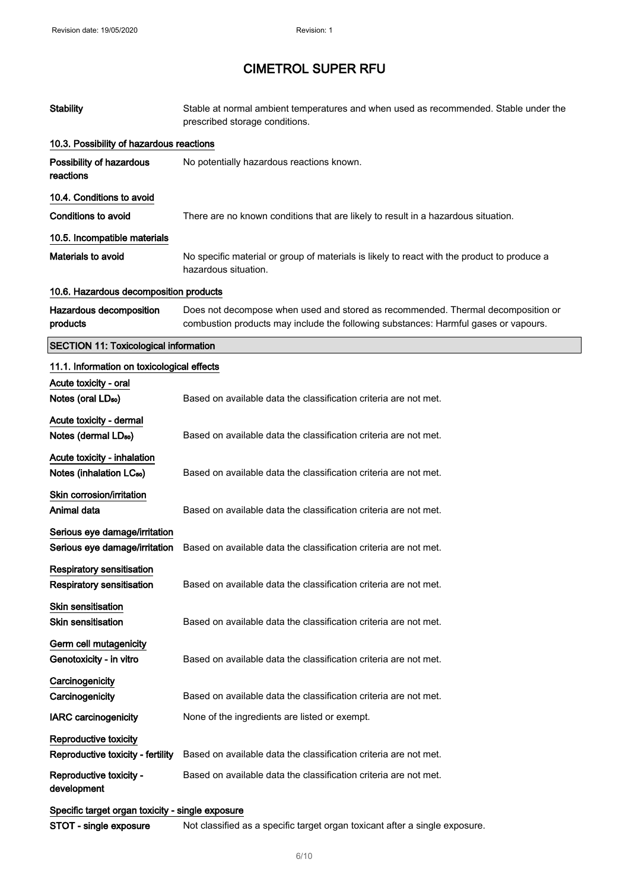# CIMETROL SUPER RFU

| | |
|---|---|
| **Stability** | Stable at normal ambient temperatures and when used as recommended. Stable under the prescribed storage conditions. |

### 10.3. Possibility of hazardous reactions

| | |
|---|---|
| **Possibility of hazardous reactions** | No potentially hazardous reactions known. |

### 10.4. Conditions to avoid

| | |
|---|---|
| **Conditions to avoid** | There are no known conditions that are likely to result in a hazardous situation. |

### 10.5. Incompatible materials

| | |
|---|---|
| **Materials to avoid** | No specific material or group of materials is likely to react with the product to produce a hazardous situation. |

### 10.6. Hazardous decomposition products

| | |
|---|---|
| **Hazardous decomposition products** | Does not decompose when used and stored as recommended. Thermal decomposition or combustion products may include the following substances: Harmful gases or vapours. |

## SECTION 11: Toxicological information

### 11.1. Information on toxicological effects

**Acute toxicity - oral**

| | |
|---|---|
| **Notes (oral $LD_{50}$)** | Based on available data the classification criteria are not met. |

**Acute toxicity - dermal**

| | |
|---|---|
| **Notes (dermal $LD_{50}$)** | Based on available data the classification criteria are not met. |

**Acute toxicity - inhalation**

| | |
|---|---|
| **Notes (inhalation $LC_{50}$)** | Based on available data the classification criteria are not met. |

**Skin corrosion/irritation**

| | |
|---|---|
| **Animal data** | Based on available data the classification criteria are not met. |

**Serious eye damage/irritation**

| | |
|---|---|
| **Serious eye damage/irritation** | Based on available data the classification criteria are not met. |

**Respiratory sensitisation**

| | |
|---|---|
| **Respiratory sensitisation** | Based on available data the classification criteria are not met. |

**Skin sensitisation**

| | |
|---|---|
| **Skin sensitisation** | Based on available data the classification criteria are not met. |

**Germ cell mutagenicity**

| | |
|---|---|
| **Genotoxicity - in vitro** | Based on available data the classification criteria are not met. |

**Carcinogenicity**

| | |
|---|---|
| **Carcinogenicity** | Based on available data the classification criteria are not met. |
| **IARC carcinogenicity** | None of the ingredients are listed or exempt. |

**Reproductive toxicity**

| | |
|---|---|
| **Reproductive toxicity - fertility** | Based on available data the classification criteria are not met. |
| **Reproductive toxicity - development** | Based on available data the classification criteria are not met. |

**Specific target organ toxicity - single exposure**

| | |
|---|---|
| **STOT - single exposure** | Not classified as a specific target organ toxicant after a single exposure. |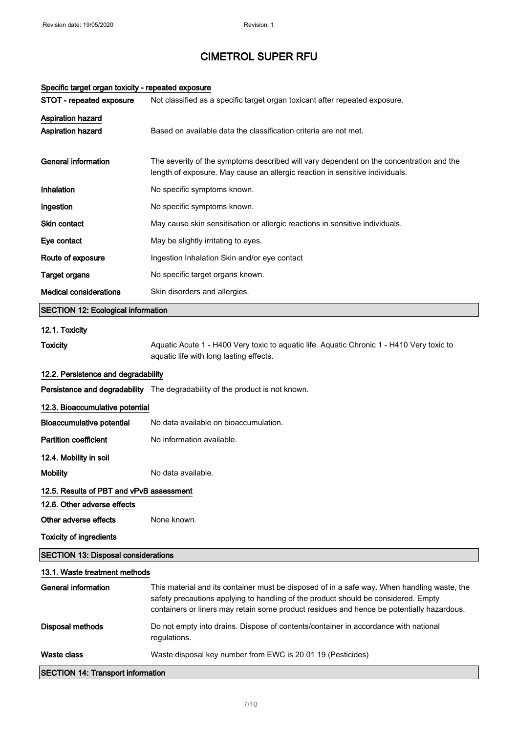### Specific target organ toxicity - repeated exposure

| | |
|---|---|
| **STOT - repeated exposure** | Not classified as a specific target organ toxicant after repeated exposure. |

### Aspiration hazard

| | |
|---|---|
| **Aspiration hazard** | Based on available data the classification criteria are not met. |
| **General information** | The severity of the symptoms described will vary dependent on the concentration and the length of exposure. May cause an allergic reaction in sensitive individuals. |
| **Inhalation** | No specific symptoms known. |
| **Ingestion** | No specific symptoms known. |
| **Skin contact** | May cause skin sensitisation or allergic reactions in sensitive individuals. |
| **Eye contact** | May be slightly irritating to eyes. |
| **Route of exposure** | Ingestion Inhalation Skin and/or eye contact |
| **Target organs** | No specific target organs known. |
| **Medical considerations** | Skin disorders and allergies. |

## SECTION 12: Ecological information

### 12.1. Toxicity

| | |
|---|---|
| **Toxicity** | Aquatic Acute 1 - H400 Very toxic to aquatic life. Aquatic Chronic 1 - H410 Very toxic to aquatic life with long lasting effects. |

### 12.2. Persistence and degradability

| | |
|---|---|
| **Persistence and degradability** | The degradability of the product is not known. |

### 12.3. Bioaccumulative potential

| | |
|---|---|
| **Bioaccumulative potential** | No data available on bioaccumulation. |
| **Partition coefficient** | No information available. |

### 12.4. Mobility in soil

| | |
|---|---|
| **Mobility** | No data available. |

### 12.5. Results of PBT and vPvB assessment

### 12.6. Other adverse effects

| | |
|---|---|
| **Other adverse effects** | None known. |

**Toxicity of ingredients**

## SECTION 13: Disposal considerations

### 13.1. Waste treatment methods

| | |
|---|---|
| **General information** | This material and its container must be disposed of in a safe way. When handling waste, the safety precautions applying to handling of the product should be considered. Empty containers or liners may retain some product residues and hence be potentially hazardous. |
| **Disposal methods** | Do not empty into drains. Dispose of contents/container in accordance with national regulations. |
| **Waste class** | Waste disposal key number from EWC is 20 01 19 (Pesticides) |

## SECTION 14: Transport information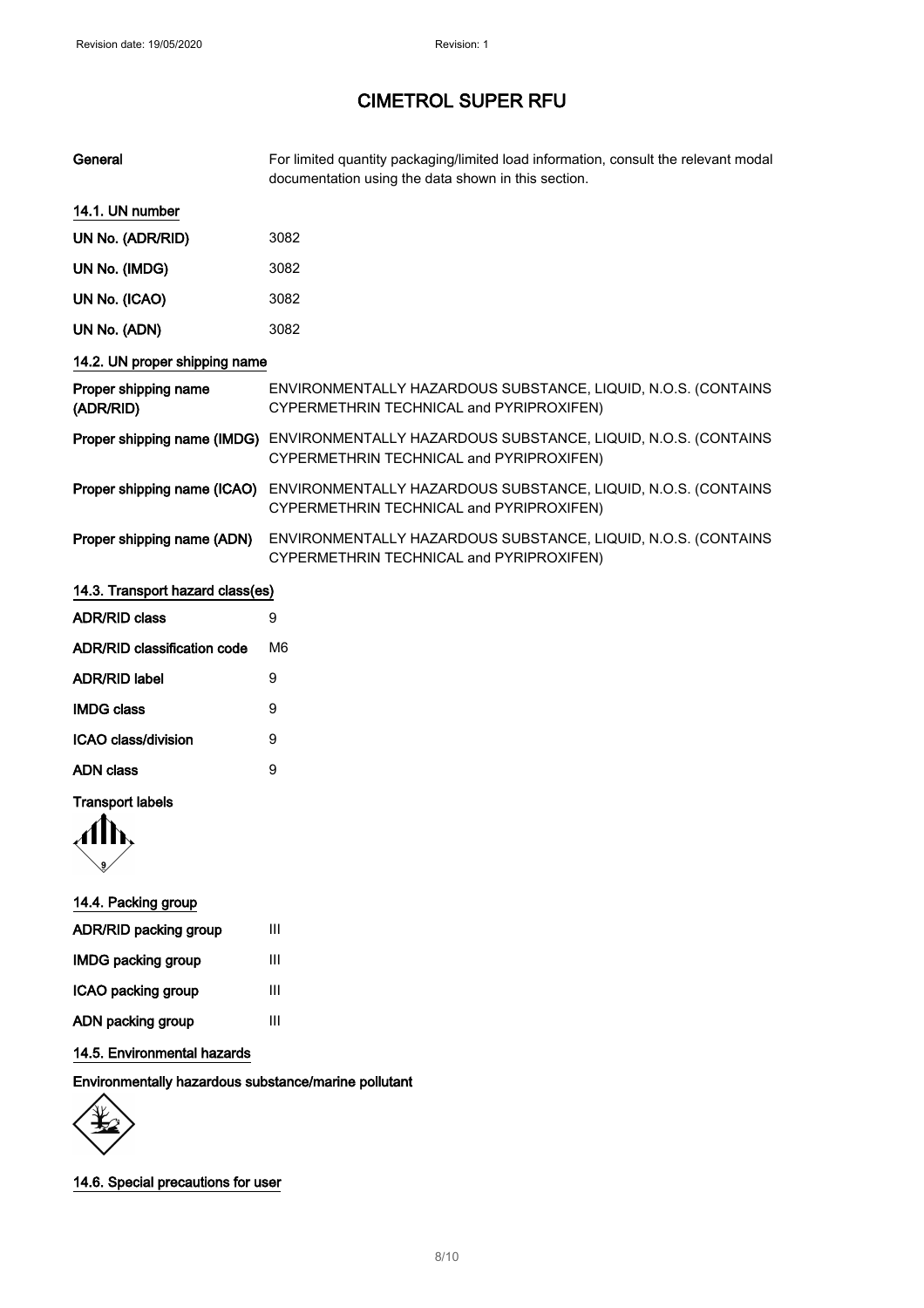# CIMETROL SUPER RFU

**General** For limited quantity packaging/limited load information, consult the relevant modal documentation using the data shown in this section.

## 14.1. UN number

| | |
|---|---|
| **UN No. (ADR/RID)** | 3082 |
| **UN No. (IMDG)** | 3082 |
| **UN No. (ICAO)** | 3082 |
| **UN No. (ADN)** | 3082 |

## 14.2. UN proper shipping name

| | |
|---|---|
| **Proper shipping name (ADR/RID)** | ENVIRONMENTALLY HAZARDOUS SUBSTANCE, LIQUID, N.O.S. (CONTAINS CYPERMETHRIN TECHNICAL and PYRIPROXIFEN) |
| **Proper shipping name (IMDG)** | ENVIRONMENTALLY HAZARDOUS SUBSTANCE, LIQUID, N.O.S. (CONTAINS CYPERMETHRIN TECHNICAL and PYRIPROXIFEN) |
| **Proper shipping name (ICAO)** | ENVIRONMENTALLY HAZARDOUS SUBSTANCE, LIQUID, N.O.S. (CONTAINS CYPERMETHRIN TECHNICAL and PYRIPROXIFEN) |
| **Proper shipping name (ADN)** | ENVIRONMENTALLY HAZARDOUS SUBSTANCE, LIQUID, N.O.S. (CONTAINS CYPERMETHRIN TECHNICAL and PYRIPROXIFEN) |

## 14.3. Transport hazard class(es)

| | |
|---|---|
| **ADR/RID class** | 9 |
| **ADR/RID classification code** | M6 |
| **ADR/RID label** | 9 |
| **IMDG class** | 9 |
| **ICAO class/division** | 9 |
| **ADN class** | 9 |

**Transport labels**

## 14.4. Packing group

| | |
|---|---|
| **ADR/RID packing group** | III |
| **IMDG packing group** | III |
| **ICAO packing group** | III |
| **ADN packing group** | III |

## 14.5. Environmental hazards

**Environmentally hazardous substance/marine pollutant**

## 14.6. Special precautions for user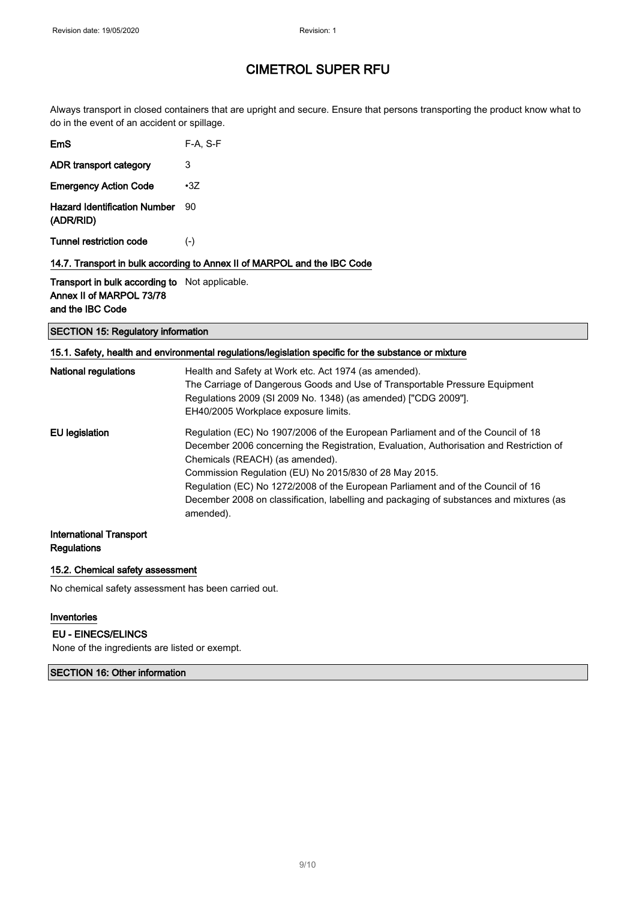Always transport in closed containers that are upright and secure. Ensure that persons transporting the product know what to do in the event of an accident or spillage.

| | |
|---|---|
| **EmS** | F-A, S-F |
| **ADR transport category** | 3 |
| **Emergency Action Code** | •3Z |
| **Hazard Identification Number (ADR/RID)** | 90 |
| **Tunnel restriction code** | (-) |

### 14.7. Transport in bulk according to Annex II of MARPOL and the IBC Code

| | |
|---|---|
| **Transport in bulk according to Annex II of MARPOL 73/78 and the IBC Code** | Not applicable. |

## SECTION 15: Regulatory information

### 15.1. Safety, health and environmental regulations/legislation specific for the substance or mixture

**National regulations**

Health and Safety at Work etc. Act 1974 (as amended).
The Carriage of Dangerous Goods and Use of Transportable Pressure Equipment Regulations 2009 (SI 2009 No. 1348) (as amended) ["CDG 2009"].
EH40/2005 Workplace exposure limits.

**EU legislation**

Regulation (EC) No 1907/2006 of the European Parliament and of the Council of 18 December 2006 concerning the Registration, Evaluation, Authorisation and Restriction of Chemicals (REACH) (as amended).
Commission Regulation (EU) No 2015/830 of 28 May 2015.
Regulation (EC) No 1272/2008 of the European Parliament and of the Council of 16 December 2008 on classification, labelling and packaging of substances and mixtures (as amended).

**International Transport Regulations**

### 15.2. Chemical safety assessment

No chemical safety assessment has been carried out.

### Inventories

**EU - EINECS/ELINCS**

None of the ingredients are listed or exempt.

## SECTION 16: Other information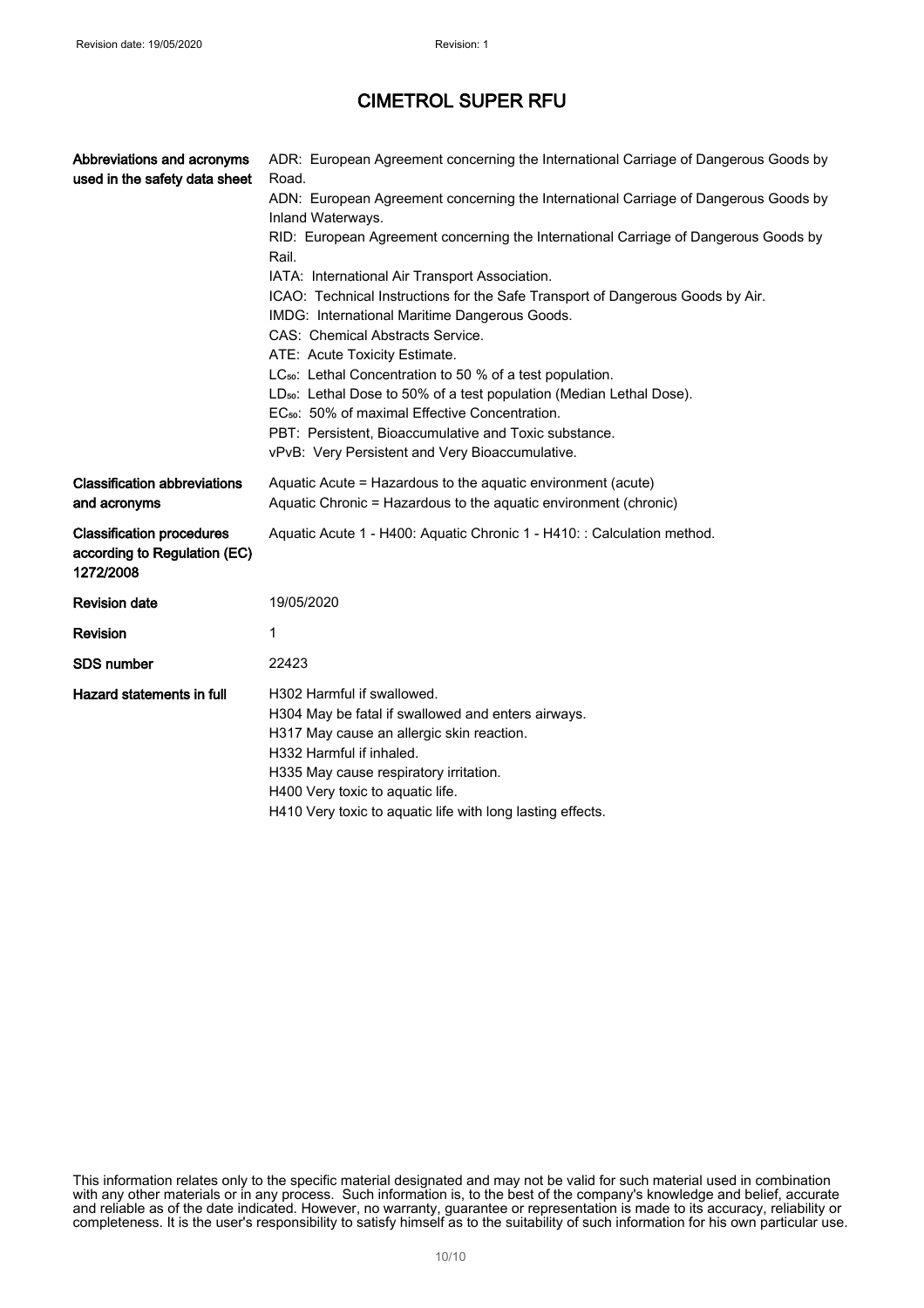# CIMETROL SUPER RFU

| | |
|---|---|
| **Abbreviations and acronyms used in the safety data sheet** | ADR: European Agreement concerning the International Carriage of Dangerous Goods by Road.<br>ADN: European Agreement concerning the International Carriage of Dangerous Goods by Inland Waterways.<br>RID: European Agreement concerning the International Carriage of Dangerous Goods by Rail.<br>IATA: International Air Transport Association.<br>ICAO: Technical Instructions for the Safe Transport of Dangerous Goods by Air.<br>IMDG: International Maritime Dangerous Goods.<br>CAS: Chemical Abstracts Service.<br>ATE: Acute Toxicity Estimate.<br>$LC_{50}$: Lethal Concentration to 50 % of a test population.<br>$LD_{50}$: Lethal Dose to 50% of a test population (Median Lethal Dose).<br>$EC_{50}$: 50% of maximal Effective Concentration.<br>PBT: Persistent, Bioaccumulative and Toxic substance.<br>vPvB: Very Persistent and Very Bioaccumulative. |
| **Classification abbreviations and acronyms** | Aquatic Acute = Hazardous to the aquatic environment (acute)<br>Aquatic Chronic = Hazardous to the aquatic environment (chronic) |
| **Classification procedures according to Regulation (EC) 1272/2008** | Aquatic Acute 1 - H400: Aquatic Chronic 1 - H410: : Calculation method. |
| **Revision date** | 19/05/2020 |
| **Revision** | 1 |
| **SDS number** | 22423 |
| **Hazard statements in full** | H302 Harmful if swallowed.<br>H304 May be fatal if swallowed and enters airways.<br>H317 May cause an allergic skin reaction.<br>H332 Harmful if inhaled.<br>H335 May cause respiratory irritation.<br>H400 Very toxic to aquatic life.<br>H410 Very toxic to aquatic life with long lasting effects. |

This information relates only to the specific material designated and may not be valid for such material used in combination with any other materials or in any process. Such information is, to the best of the company's knowledge and belief, accurate and reliable as of the date indicated. However, no warranty, guarantee or representation is made to its accuracy, reliability or completeness. It is the user's responsibility to satisfy himself as to the suitability of such information for his own particular use.